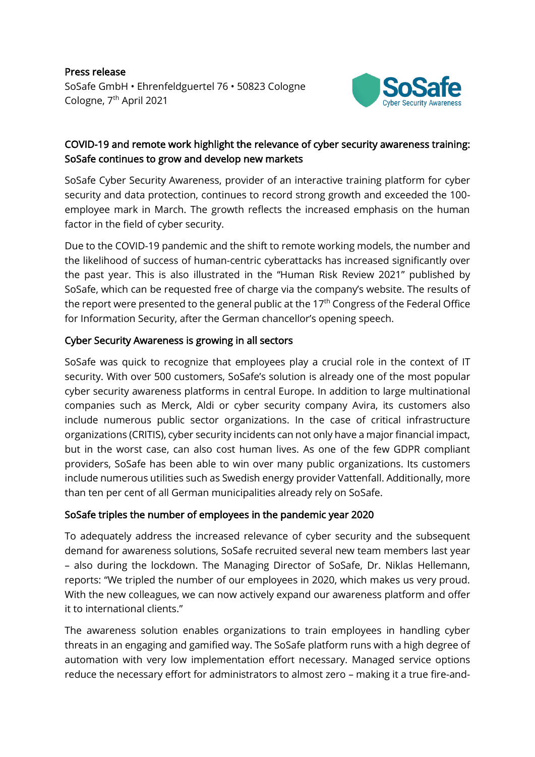**Press release**
SoSafe GmbH • Ehrenfeldguertel 76 • 50823 Cologne
Cologne, 7th April 2021

## COVID-19 and remote work highlight the relevance of cyber security awareness training: SoSafe continues to grow and develop new markets

SoSafe Cyber Security Awareness, provider of an interactive training platform for cyber security and data protection, continues to record strong growth and exceeded the 100-employee mark in March. The growth reflects the increased emphasis on the human factor in the field of cyber security.

Due to the COVID-19 pandemic and the shift to remote working models, the number and the likelihood of success of human-centric cyberattacks has increased significantly over the past year. This is also illustrated in the "Human Risk Review 2021" published by SoSafe, which can be requested free of charge via the company's website. The results of the report were presented to the general public at the 17th Congress of the Federal Office for Information Security, after the German chancellor's opening speech.

### Cyber Security Awareness is growing in all sectors

SoSafe was quick to recognize that employees play a crucial role in the context of IT security. With over 500 customers, SoSafe's solution is already one of the most popular cyber security awareness platforms in central Europe. In addition to large multinational companies such as Merck, Aldi or cyber security company Avira, its customers also include numerous public sector organizations. In the case of critical infrastructure organizations (CRITIS), cyber security incidents can not only have a major financial impact, but in the worst case, can also cost human lives. As one of the few GDPR compliant providers, SoSafe has been able to win over many public organizations. Its customers include numerous utilities such as Swedish energy provider Vattenfall. Additionally, more than ten per cent of all German municipalities already rely on SoSafe.

### SoSafe triples the number of employees in the pandemic year 2020

To adequately address the increased relevance of cyber security and the subsequent demand for awareness solutions, SoSafe recruited several new team members last year – also during the lockdown. The Managing Director of SoSafe, Dr. Niklas Hellemann, reports: "We tripled the number of our employees in 2020, which makes us very proud. With the new colleagues, we can now actively expand our awareness platform and offer it to international clients."

The awareness solution enables organizations to train employees in handling cyber threats in an engaging and gamified way. The SoSafe platform runs with a high degree of automation with very low implementation effort necessary. Managed service options reduce the necessary effort for administrators to almost zero – making it a true fire-and-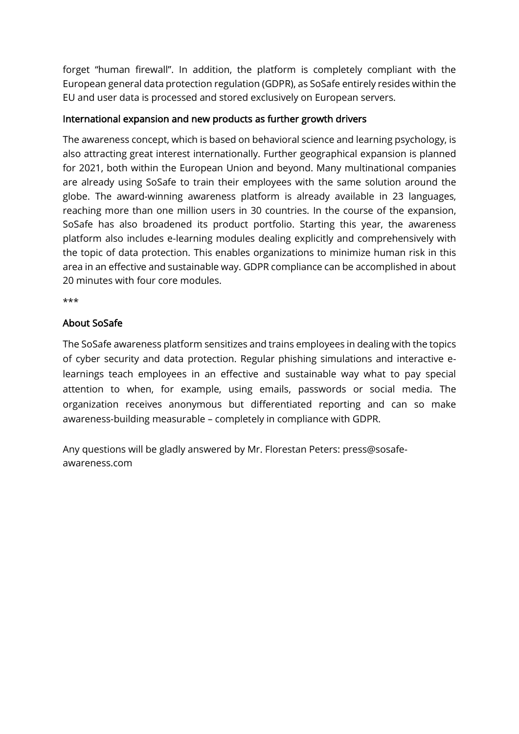forget “human firewall”. In addition, the platform is completely compliant with the European general data protection regulation (GDPR), as SoSafe entirely resides within the EU and user data is processed and stored exclusively on European servers.

## International expansion and new products as further growth drivers

The awareness concept, which is based on behavioral science and learning psychology, is also attracting great interest internationally. Further geographical expansion is planned for 2021, both within the European Union and beyond. Many multinational companies are already using SoSafe to train their employees with the same solution around the globe. The award-winning awareness platform is already available in 23 languages, reaching more than one million users in 30 countries. In the course of the expansion, SoSafe has also broadened its product portfolio. Starting this year, the awareness platform also includes e-learning modules dealing explicitly and comprehensively with the topic of data protection. This enables organizations to minimize human risk in this area in an effective and sustainable way. GDPR compliance can be accomplished in about 20 minutes with four core modules.

***

## About SoSafe

The SoSafe awareness platform sensitizes and trains employees in dealing with the topics of cyber security and data protection. Regular phishing simulations and interactive e-learnings teach employees in an effective and sustainable way what to pay special attention to when, for example, using emails, passwords or social media. The organization receives anonymous but differentiated reporting and can so make awareness-building measurable – completely in compliance with GDPR.

Any questions will be gladly answered by Mr. Florestan Peters: press@sosafe-awareness.com